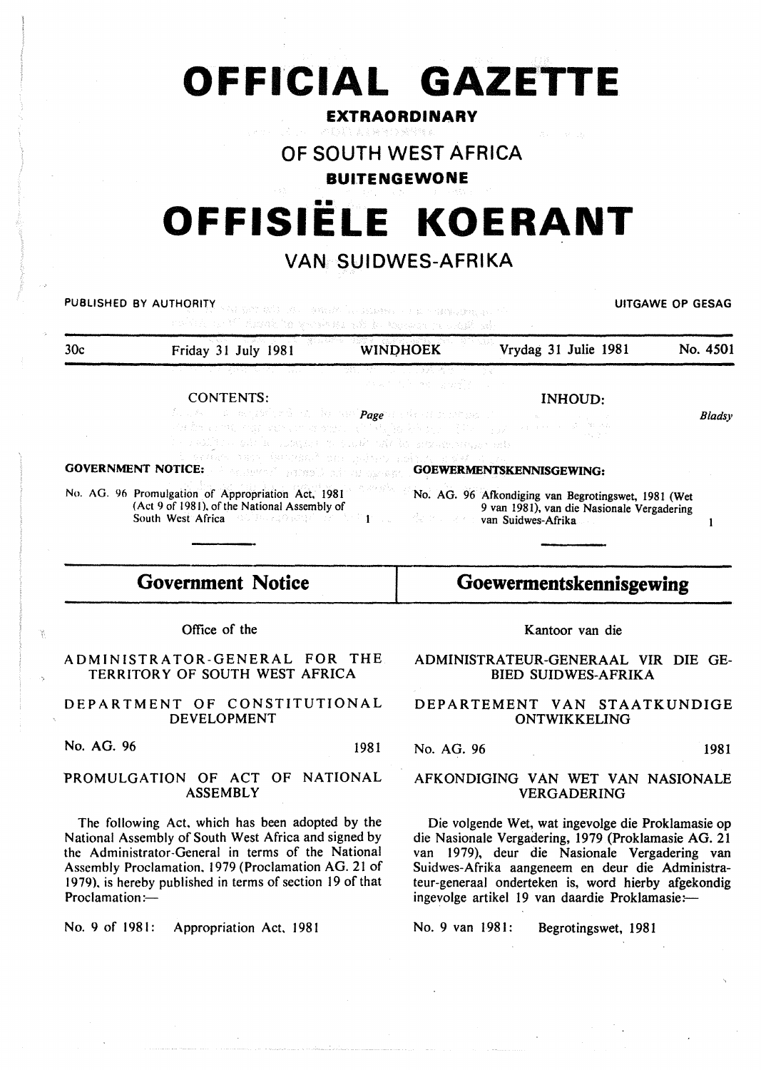# OFFICIAL GAZETTE

**EXTRAORDINARY**

## OF SOUTH WEST AFRICA

**BUITENGEWONE**

# OFFISIËLE KOERANT

## VAN SUIDWES-AFRIKA

PUBLISHED BY AUTHORITY — UITGAWE OP GESAG

30c — Friday 31 July 1981 — WINDHOEK — Vrydag 31 Julie 1981 — No. 4501

CONTENTS: *Page*

**GOVERNMENT NOTICE:**

No. AG. 96 Promulgation of Appropriation Act, 1981 (Act 9 of 1981), of the National Assembly of South West Africa ... 1

INHOUD: *Bladsy*

**GOEWERMENTSKENNISGEWING:**

No. AG. 96 Afkondiging van Begrotingswet, 1981 (Wet 9 van 1981), van die Nasionale Vergadering van Suidwes-Afrika ... 1

## Government Notice

Office of the

ADMINISTRATOR-GENERAL FOR THE TERRITORY OF SOUTH WEST AFRICA

DEPARTMENT OF CONSTITUTIONAL DEVELOPMENT

No. AG. 96 — 1981

PROMULGATION OF ACT OF NATIONAL ASSEMBLY

The following Act, which has been adopted by the National Assembly of South West Africa and signed by the Administrator-General in terms of the National Assembly Proclamation, 1979 (Proclamation AG. 21 of 1979), is hereby published in terms of section 19 of that Proclamation:—

No. 9 of 1981: Appropriation Act, 1981

## Goewermentskennisgewing

Kantoor van die

ADMINISTRATEUR-GENERAAL VIR DIE GEBIED SUIDWES-AFRIKA

DEPARTEMENT VAN STAATKUNDIGE ONTWIKKELING

No. AG. 96 — 1981

AFKONDIGING VAN WET VAN NASIONALE VERGADERING

Die volgende Wet, wat ingevolge die Proklamasie op die Nasionale Vergadering, 1979 (Proklamasie AG. 21 van 1979), deur die Nasionale Vergadering van Suidwes-Afrika aangeneem en deur die Administrateur-generaal onderteken is, word hierby afgekondig ingevolge artikel 19 van daardie Proklamasie:—

No. 9 van 1981: Begrotingswet, 1981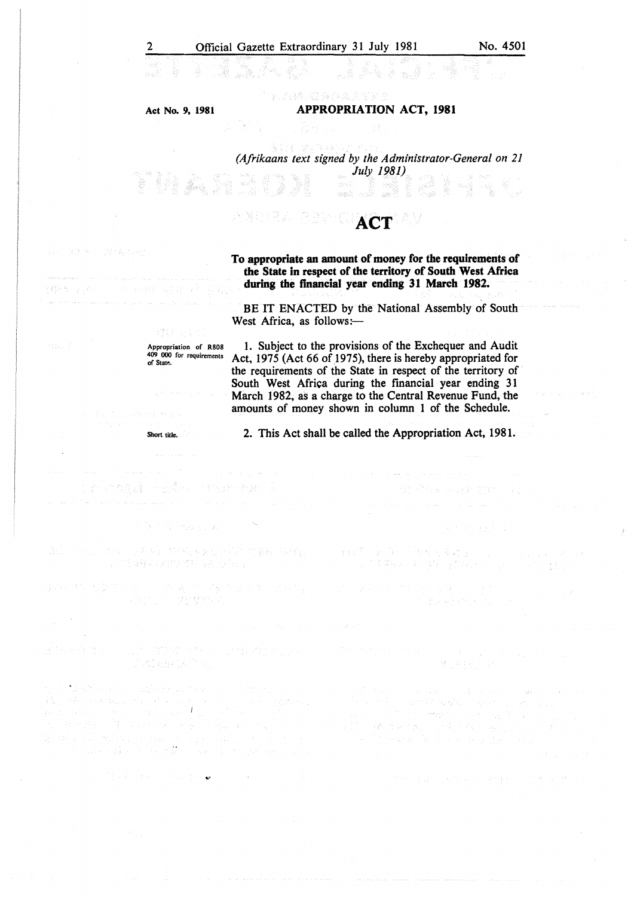Act No. 9, 1981

**APPROPRIATION ACT, 1981**

*(Afrikaans text signed by the Administrator-General on 21 July 1981)*

# ACT

**To appropriate an amount of money for the requirements of the State in respect of the territory of South West Africa during the financial year ending 31 March 1982.**

BE IT ENACTED by the National Assembly of South West Africa, as follows:—

Appropriation of R808 409 000 for requirements of State.

1. Subject to the provisions of the Exchequer and Audit Act, 1975 (Act 66 of 1975), there is hereby appropriated for the requirements of the State in respect of the territory of South West Africa during the financial year ending 31 March 1982, as a charge to the Central Revenue Fund, the amounts of money shown in column 1 of the Schedule.

Short title.

2. This Act shall be called the Appropriation Act, 1981.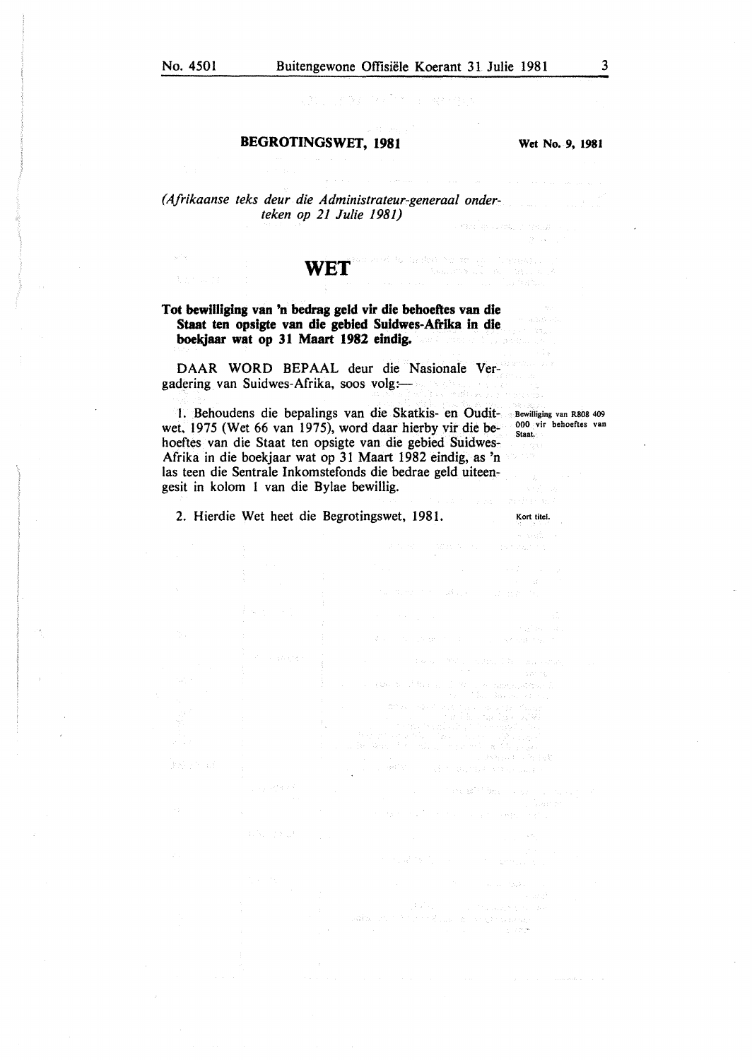**BEGROTINGSWET, 1981**

**Wet No. 9, 1981**

*(Afrikaanse teks deur die Administrateur-generaal onderteken op 21 Julie 1981)*

# WET

**Tot bewilliging van 'n bedrag geld vir die behoeftes van die Staat ten opsigte van die gebied Suidwes-Afrika in die boekjaar wat op 31 Maart 1982 eindig.**

DAAR WORD BEPAAL deur die Nasionale Vergadering van Suidwes-Afrika, soos volg:—

Bewilliging van R808 409 000 vir behoeftes van Staat.

1. Behoudens die bepalings van die Skatkis- en Ouditwet, 1975 (Wet 66 van 1975), word daar hierby vir die behoeftes van die Staat ten opsigte van die gebied Suidwes-Afrika in die boekjaar wat op 31 Maart 1982 eindig, as 'n las teen die Sentrale Inkomstefonds die bedrae geld uiteengesit in kolom 1 van die Bylae bewillig.

Kort titel.

2. Hierdie Wet heet die Begrotingswet, 1981.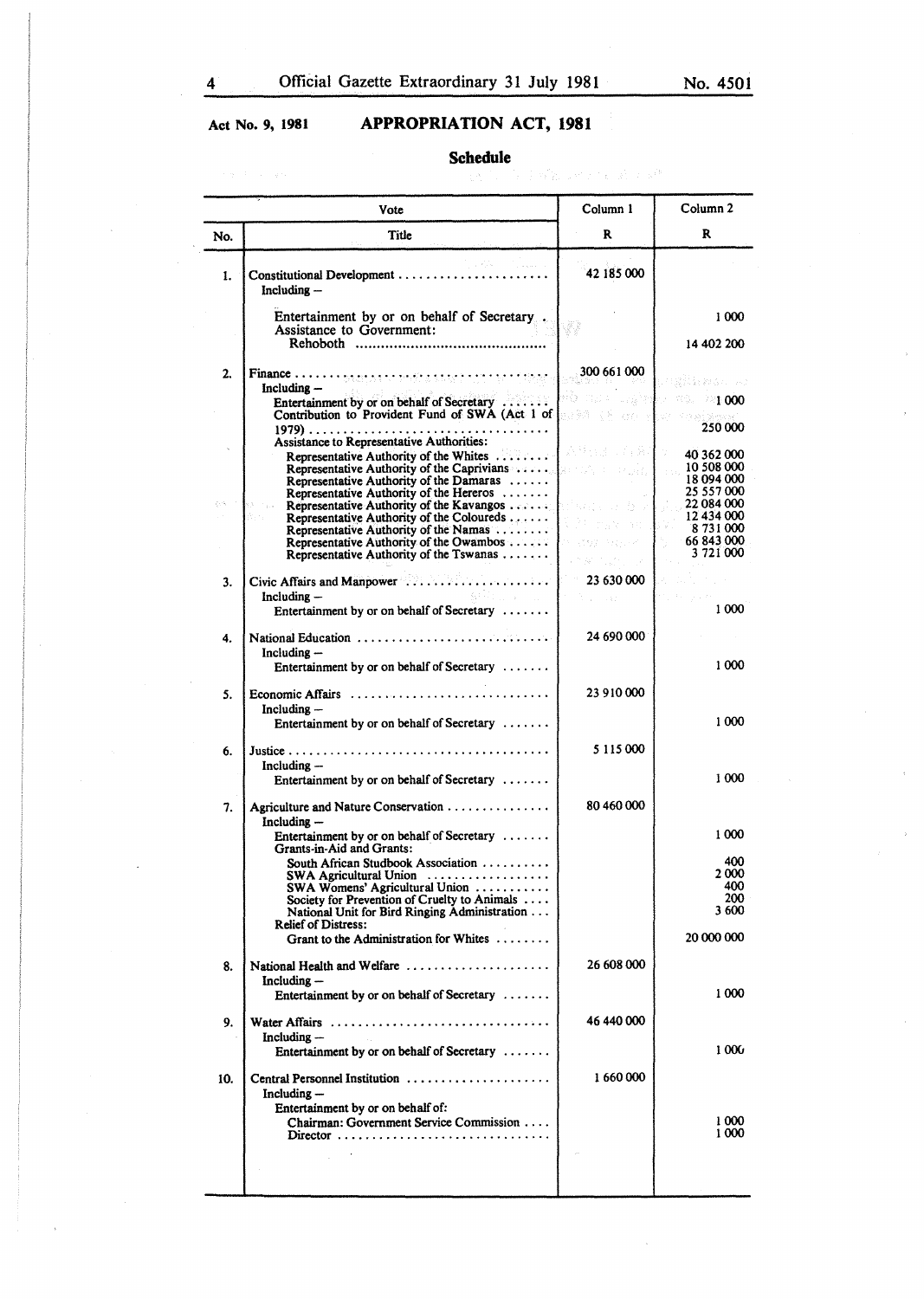Act No. 9, 1981

# APPROPRIATION ACT, 1981

## Schedule

| Vote No. | Vote Title | Column 1 R | Column 2 R |
|---|---|---|---|
| 1. | Constitutional Development | 42 185 000 | |
| | Including – | | |
| | Entertainment by or on behalf of Secretary | | 1 000 |
| | Assistance to Government: Rehoboth | | 14 402 200 |
| 2. | Finance | 300 661 000 | |
| | Including – | | |
| | Entertainment by or on behalf of Secretary | | 1 000 |
| | Contribution to Provident Fund of SWA (Act 1 of 1979) | | 250 000 |
| | Assistance to Representative Authorities: | | |
| | Representative Authority of the Whites | | 40 362 000 |
| | Representative Authority of the Caprivians | | 10 508 000 |
| | Representative Authority of the Damaras | | 18 094 000 |
| | Representative Authority of the Hereros | | 25 557 000 |
| | Representative Authority of the Kavangos | | 22 084 000 |
| | Representative Authority of the Coloureds | | 12 434 000 |
| | Representative Authority of the Namas | | 8 731 000 |
| | Representative Authority of the Owambos | | 66 843 000 |
| | Representative Authority of the Tswanas | | 3 721 000 |
| 3. | Civic Affairs and Manpower | 23 630 000 | |
| | Including – | | |
| | Entertainment by or on behalf of Secretary | | 1 000 |
| 4. | National Education | 24 690 000 | |
| | Including – | | |
| | Entertainment by or on behalf of Secretary | | 1 000 |
| 5. | Economic Affairs | 23 910 000 | |
| | Including – | | |
| | Entertainment by or on behalf of Secretary | | 1 000 |
| 6. | Justice | 5 115 000 | |
| | Including – | | |
| | Entertainment by or on behalf of Secretary | | 1 000 |
| 7. | Agriculture and Nature Conservation | 80 460 000 | |
| | Including – | | |
| | Entertainment by or on behalf of Secretary | | 1 000 |
| | Grants-in-Aid and Grants: | | |
| | South African Studbook Association | | 400 |
| | SWA Agricultural Union | | 2 000 |
| | SWA Womens' Agricultural Union | | 400 |
| | Society for Prevention of Cruelty to Animals | | 200 |
| | National Unit for Bird Ringing Administration | | 3 600 |
| | Relief of Distress: | | |
| | Grant to the Administration for Whites | | 20 000 000 |
| 8. | National Health and Welfare | 26 608 000 | |
| | Including – | | |
| | Entertainment by or on behalf of Secretary | | 1 000 |
| 9. | Water Affairs | 46 440 000 | |
| | Including – | | |
| | Entertainment by or on behalf of Secretary | | 1 000 |
| 10. | Central Personnel Institution | 1 660 000 | |
| | Including – | | |
| | Entertainment by or on behalf of: | | |
| | Chairman: Government Service Commission | | 1 000 |
| | Director | | 1 000 |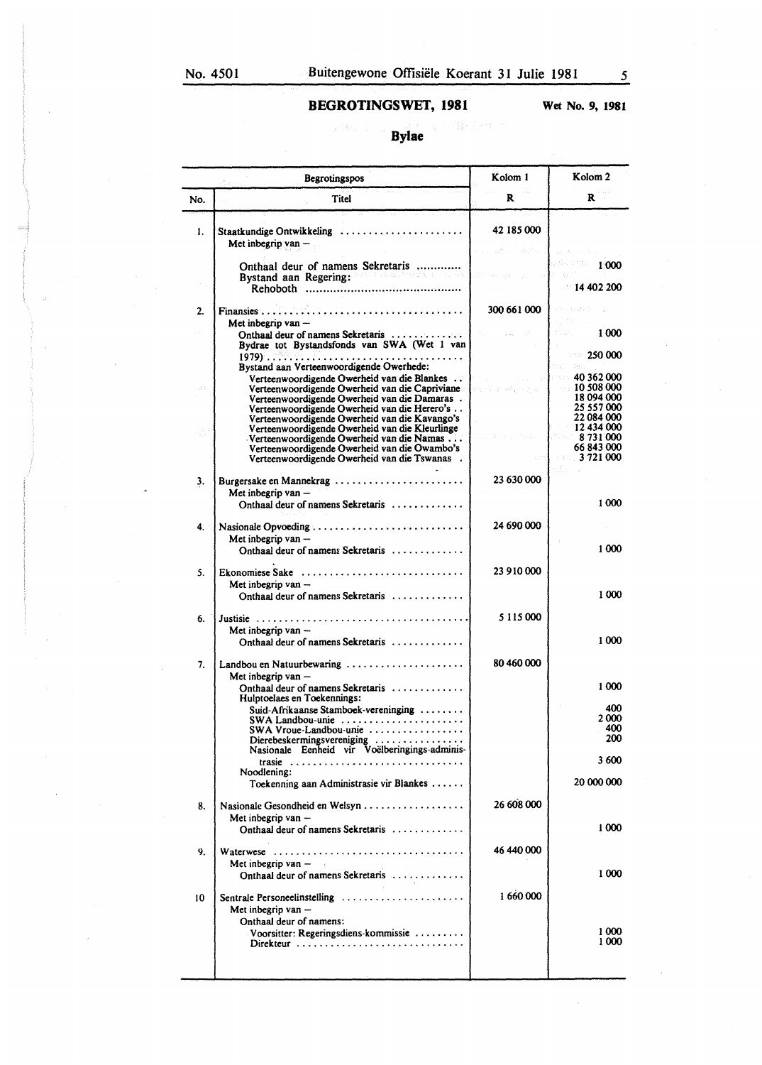## BEGROTINGSWET, 1981

Wet No. 9, 1981

## Bylae

| Begrotingspos | | Kolom 1 | Kolom 2 |
|---|---|---|---|
| No. | Titel | R | R |
| 1. | Staatkundige Ontwikkeling | 42 185 000 | |
| | Met inbegrip van – | | |
| | Onthaal deur of namens Sekretaris | | 1 000 |
| | Bystand aan Regering: Rehoboth | | 14 402 200 |
| 2. | Finansies | 300 661 000 | |
| | Met inbegrip van – | | |
| | Onthaal deur of namens Sekretaris | | 1 000 |
| | Bydrae tot Bystandsfonds van SWA (Wet 1 van 1979) | | 250 000 |
| | Bystand aan Verteenwoordigende Owerhede: | | |
| | Verteenwoordigende Owerheid van die Blankes | | 40 362 000 |
| | Verteenwoordigende Owerheid van die Capriviane | | 10 508 000 |
| | Verteenwoordigende Owerheid van die Damaras | | 18 094 000 |
| | Verteenwoordigende Owerheid van die Herero's | | 25 557 000 |
| | Verteenwoordigende Owerheid van die Kavango's | | 22 084 000 |
| | Verteenwoordigende Owerheid van die Kleurlinge | | 12 434 000 |
| | Verteenwoordigende Owerheid van die Namas | | 8 731 000 |
| | Verteenwoordigende Owerheid van die Owambo's | | 66 843 000 |
| | Verteenwoordigende Owerheid van die Tswanas | | 3 721 000 |
| 3. | Burgersake en Mannekrag | 23 630 000 | |
| | Met inbegrip van – | | |
| | Onthaal deur of namens Sekretaris | | 1 000 |
| 4. | Nasionale Opvoeding | 24 690 000 | |
| | Met inbegrip van – | | |
| | Onthaal deur of namens Sekretaris | | 1 000 |
| 5. | Ekonomiese Sake | 23 910 000 | |
| | Met inbegrip van – | | |
| | Onthaal deur of namens Sekretaris | | 1 000 |
| 6. | Justisie | 5 115 000 | |
| | Met inbegrip van – | | |
| | Onthaal deur of namens Sekretaris | | 1 000 |
| 7. | Landbou en Natuurbewaring | 80 460 000 | |
| | Met inbegrip van – | | |
| | Onthaal deur of namens Sekretaris | | 1 000 |
| | Hulptoelaes en Toekennings: | | |
| | Suid-Afrikaanse Stamboek-vereninging | | 400 |
| | SWA Landbou-unie | | 2 000 |
| | SWA Vroue-Landbou-unie | | 400 |
| | Dierebeskermingsvereniging | | 200 |
| | Nasionale Eenheid vir Voëlberingings-administrasie | | 3 600 |
| | Noodlening: | | |
| | Toekenning aan Administrasie vir Blankes | | 20 000 000 |
| 8. | Nasionale Gesondheid en Welsyn | 26 608 000 | |
| | Met inbegrip van – | | |
| | Onthaal deur of namens Sekretaris | | 1 000 |
| 9. | Waterwese | 46 440 000 | |
| | Met inbegrip van – | | |
| | Onthaal deur of namens Sekretaris | | 1 000 |
| 10 | Sentrale Personeelinstelling | 1 660 000 | |
| | Met inbegrip van – | | |
| | Onthaal deur of namens: | | |
| | Voorsitter: Regeringsdiens-kommissie | | 1 000 |
| | Direkteur | | 1 000 |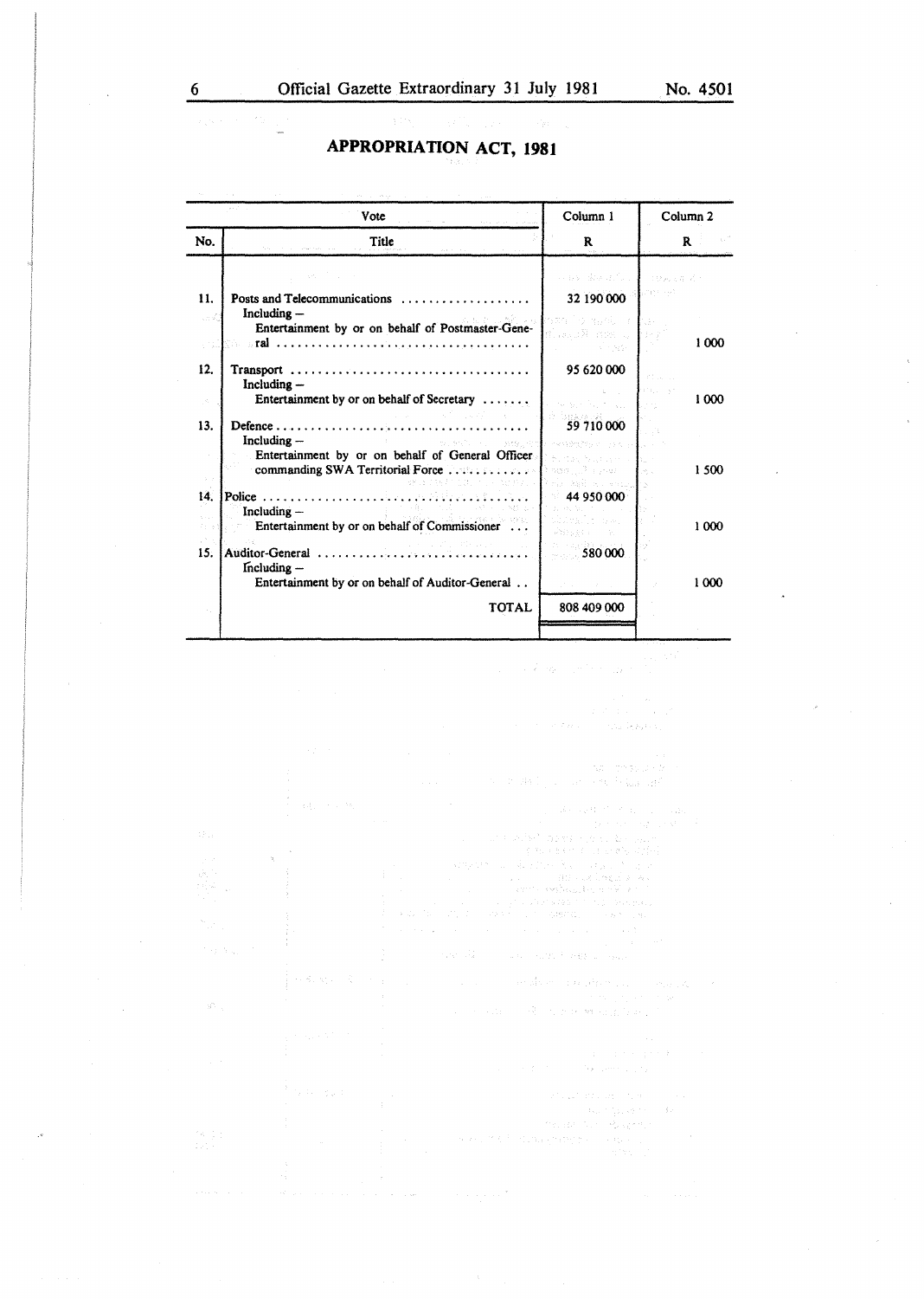# APPROPRIATION ACT, 1981

| Vote | | Column 1 | Column 2 |
|---|---|---|---|
| No. | Title | R | R |
| 11. | Posts and Telecommunications .................... | 32 190 000 | |
| | Including – | | |
| | Entertainment by or on behalf of Postmaster-General .................................... | | 1 000 |
| 12. | Transport .................................... | 95 620 000 | |
| | Including – | | |
| | Entertainment by or on behalf of Secretary ....... | | 1 000 |
| 13. | Defence .................................... | 59 710 000 | |
| | Including – | | |
| | Entertainment by or on behalf of General Officer commanding SWA Territorial Force ............ | | 1 500 |
| 14. | Police .................................... | 44 950 000 | |
| | Including – | | |
| | Entertainment by or on behalf of Commissioner ... | | 1 000 |
| 15. | Auditor-General .............................. | 580 000 | |
| | Including – | | |
| | Entertainment by or on behalf of Auditor-General .. | | 1 000 |
| | TOTAL | 808 409 000 | |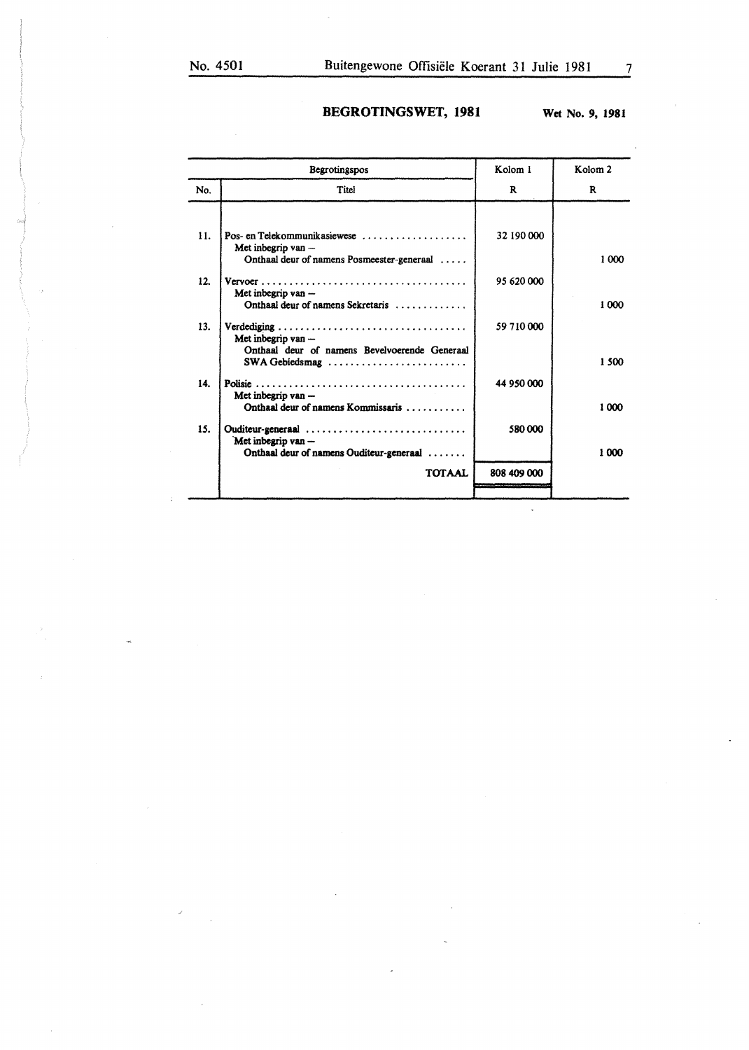## BEGROTINGSWET, 1981

**Wet No. 9, 1981**

| Begrotingspos | | Kolom 1 | Kolom 2 |
|---|---|---|---|
| No. | Titel | R | R |
| 11. | Pos- en Telekommunikasiewese .................... | 32 190 000 | |
| | Met inbegrip van — | | |
| | Onthaal deur of namens Posmeester-generaal ..... | | 1 000 |
| 12. | Vervoer .................................... | 95 620 000 | |
| | Met inbegrip van — | | |
| | Onthaal deur of namens Sekretaris ............. | | 1 000 |
| 13. | Verdediging .................................. | 59 710 000 | |
| | Met inbegrip van — | | |
| | Onthaal deur of namens Bevelvoerende Generaal SWA Gebiedsmag ......................... | | 1 500 |
| 14. | Polisie ...................................... | 44 950 000 | |
| | Met inbegrip van — | | |
| | Onthaal deur of namens Kommissaris ........... | | 1 000 |
| 15. | Ouditeur-generaal ............................. | 580 000 | |
| | Met inbegrip van — | | |
| | Onthaal deur of namens Ouditeur-generaal ....... | | 1 000 |
| | TOTAAL | 808 409 000 | |